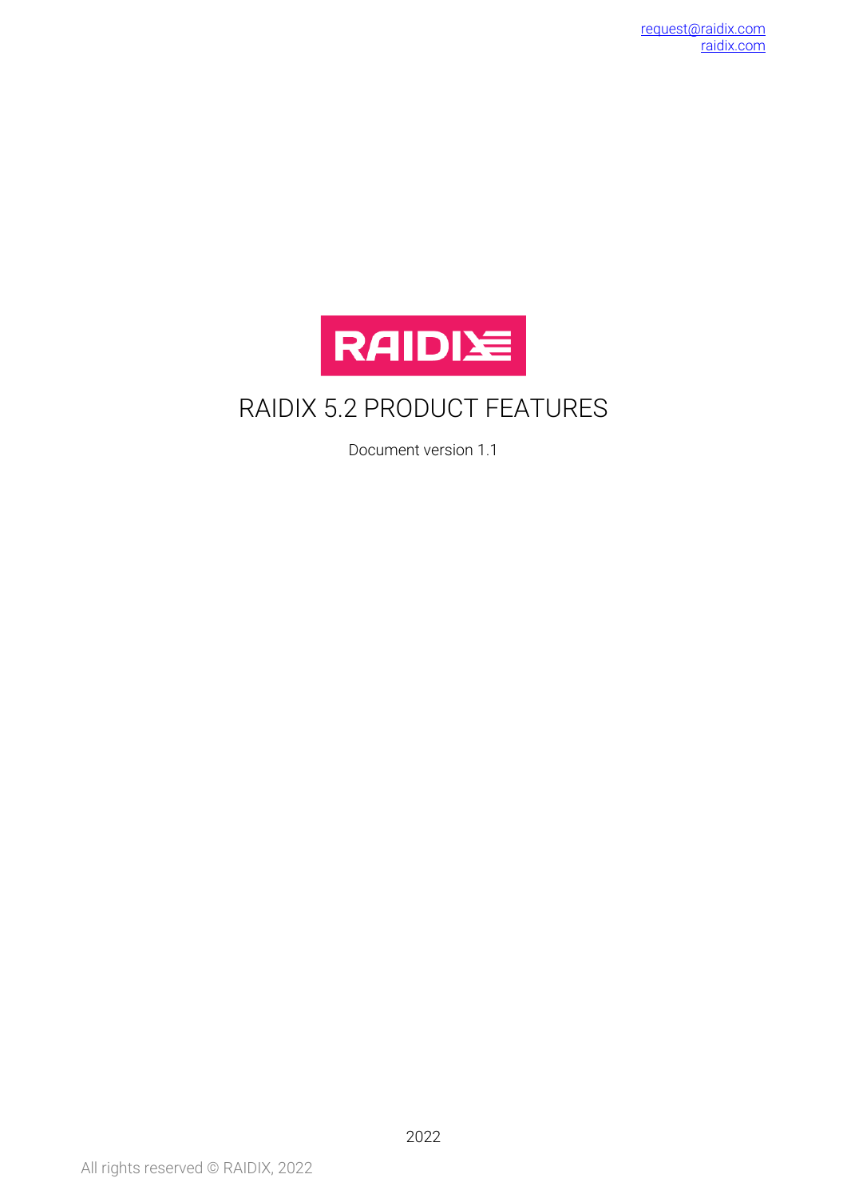request@raidix.com
raidix.com

RAIDIX

# RAIDIX 5.2 PRODUCT FEATURES

Document version 1.1

2022

All rights reserved © RAIDIX, 2022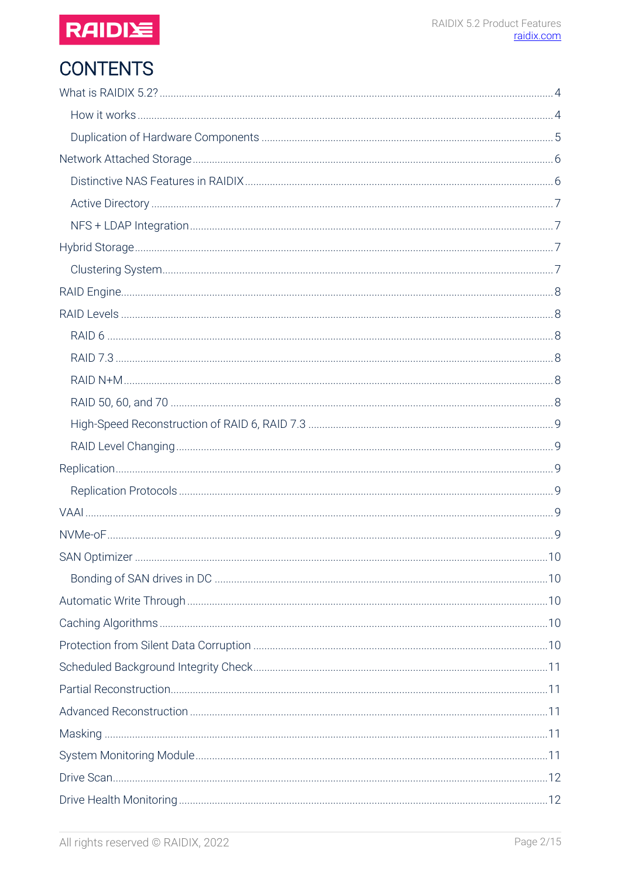# CONTENTS

What is RAIDIX 5.2? ..... 4

- How it works ..... 4
- Duplication of Hardware Components ..... 5

Network Attached Storage ..... 6

- Distinctive NAS Features in RAIDIX ..... 6
- Active Directory ..... 7
- NFS + LDAP Integration ..... 7

Hybrid Storage ..... 7

- Clustering System ..... 7

RAID Engine ..... 8

RAID Levels ..... 8

- RAID 6 ..... 8
- RAID 7.3 ..... 8
- RAID N+M ..... 8
- RAID 50, 60, and 70 ..... 8
- High-Speed Reconstruction of RAID 6, RAID 7.3 ..... 9
- RAID Level Changing ..... 9

Replication ..... 9

- Replication Protocols ..... 9

VAAI ..... 9

NVMe-oF ..... 9

SAN Optimizer ..... 10

- Bonding of SAN drives in DC ..... 10

Automatic Write Through ..... 10

Caching Algorithms ..... 10

Protection from Silent Data Corruption ..... 10

Scheduled Background Integrity Check ..... 11

Partial Reconstruction ..... 11

Advanced Reconstruction ..... 11

Masking ..... 11

System Monitoring Module ..... 11

Drive Scan ..... 12

Drive Health Monitoring ..... 12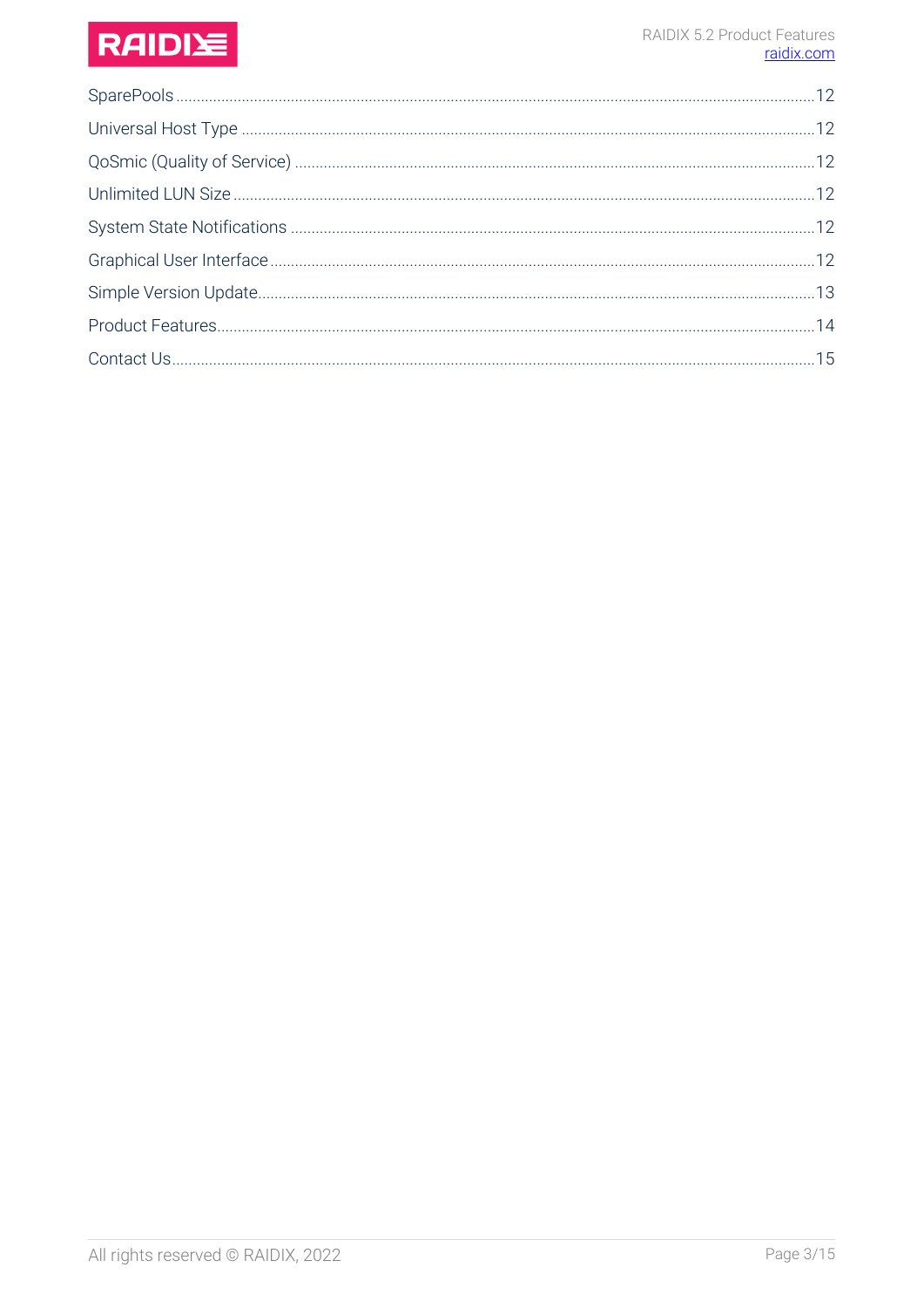SparePools ..... 12

Universal Host Type ..... 12

QoSmic (Quality of Service) ..... 12

Unlimited LUN Size ..... 12

System State Notifications ..... 12

Graphical User Interface ..... 12

Simple Version Update ..... 13

Product Features ..... 14

Contact Us ..... 15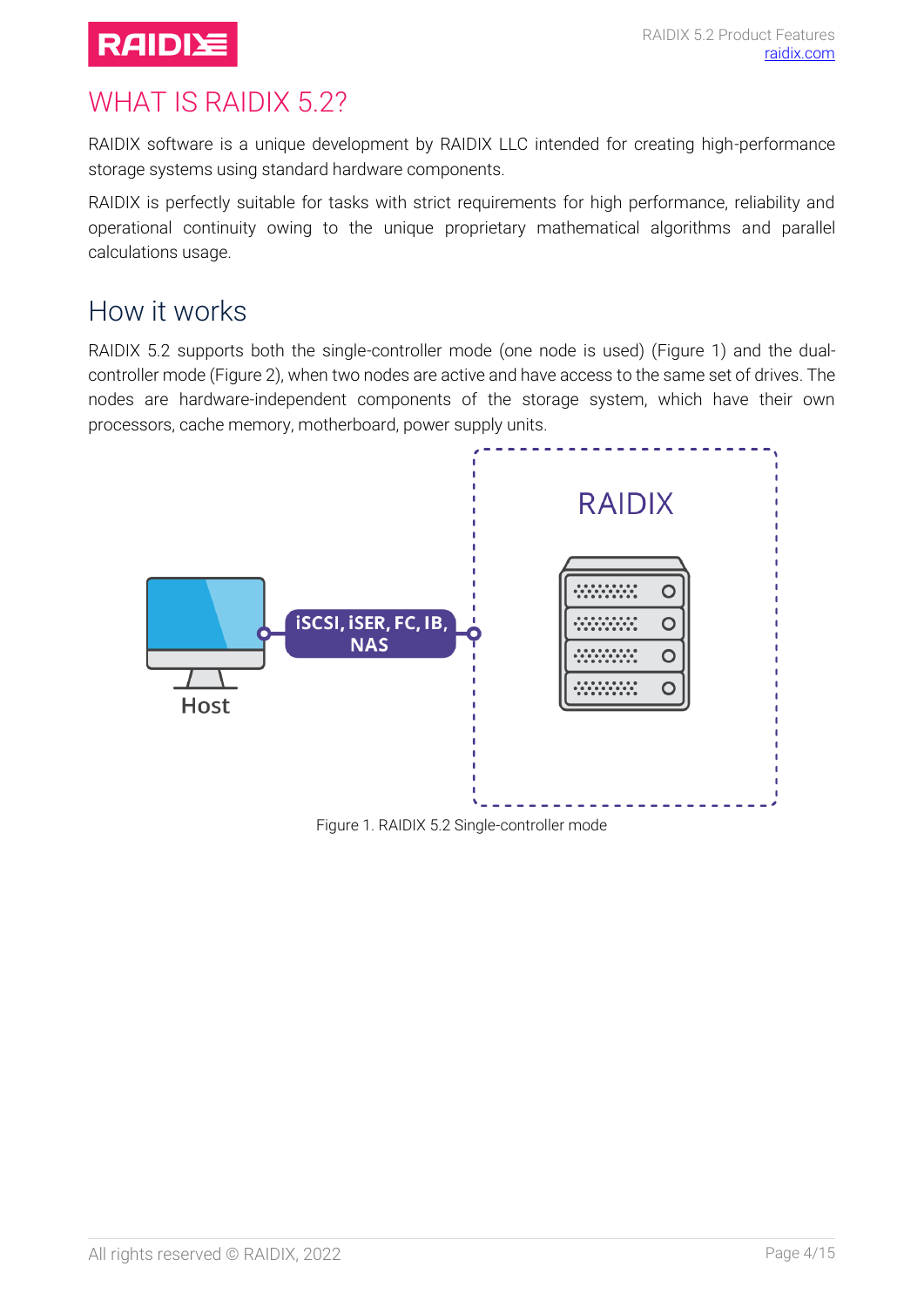# WHAT IS RAIDIX 5.2?

RAIDIX software is a unique development by RAIDIX LLC intended for creating high-performance storage systems using standard hardware components.

RAIDIX is perfectly suitable for tasks with strict requirements for high performance, reliability and operational continuity owing to the unique proprietary mathematical algorithms and parallel calculations usage.

## How it works

RAIDIX 5.2 supports both the single-controller mode (one node is used) (Figure 1) and the dual-controller mode (Figure 2), when two nodes are active and have access to the same set of drives. The nodes are hardware-independent components of the storage system, which have their own processors, cache memory, motherboard, power supply units.

Figure 1. RAIDIX 5.2 Single-controller mode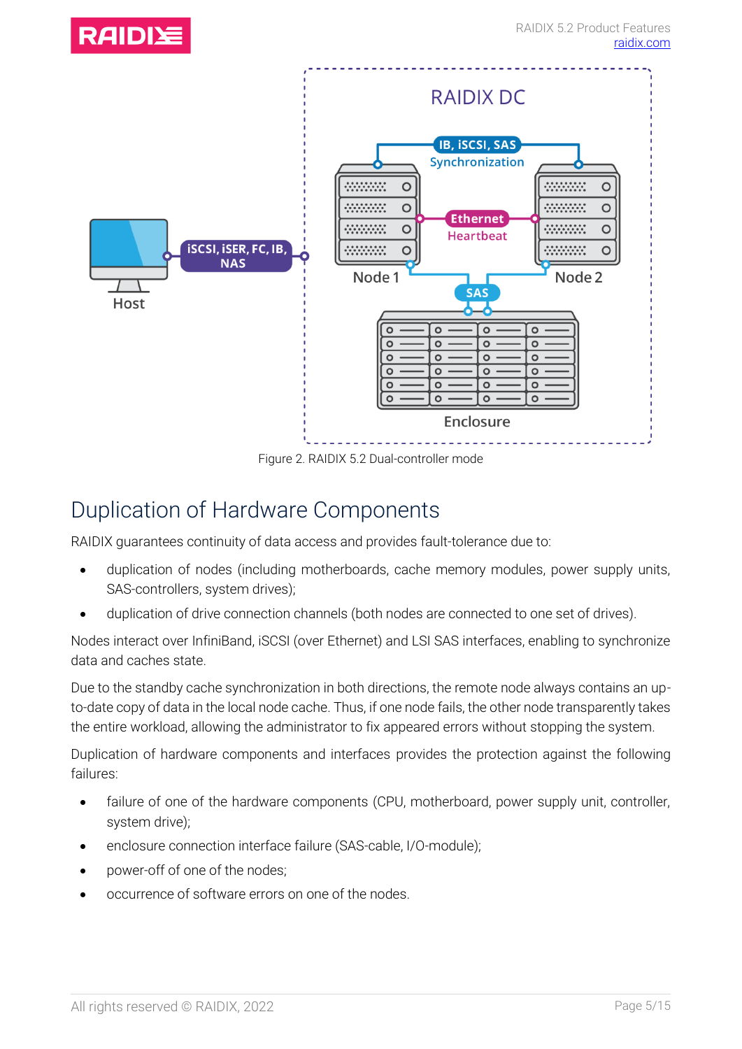Figure 2. RAIDIX 5.2 Dual-controller mode

## Duplication of Hardware Components

RAIDIX guarantees continuity of data access and provides fault-tolerance due to:

- duplication of nodes (including motherboards, cache memory modules, power supply units, SAS-controllers, system drives);
- duplication of drive connection channels (both nodes are connected to one set of drives).

Nodes interact over InfiniBand, iSCSI (over Ethernet) and LSI SAS interfaces, enabling to synchronize data and caches state.

Due to the standby cache synchronization in both directions, the remote node always contains an up-to-date copy of data in the local node cache. Thus, if one node fails, the other node transparently takes the entire workload, allowing the administrator to fix appeared errors without stopping the system.

Duplication of hardware components and interfaces provides the protection against the following failures:

- failure of one of the hardware components (CPU, motherboard, power supply unit, controller, system drive);
- enclosure connection interface failure (SAS-cable, I/O-module);
- power-off of one of the nodes;
- occurrence of software errors on one of the nodes.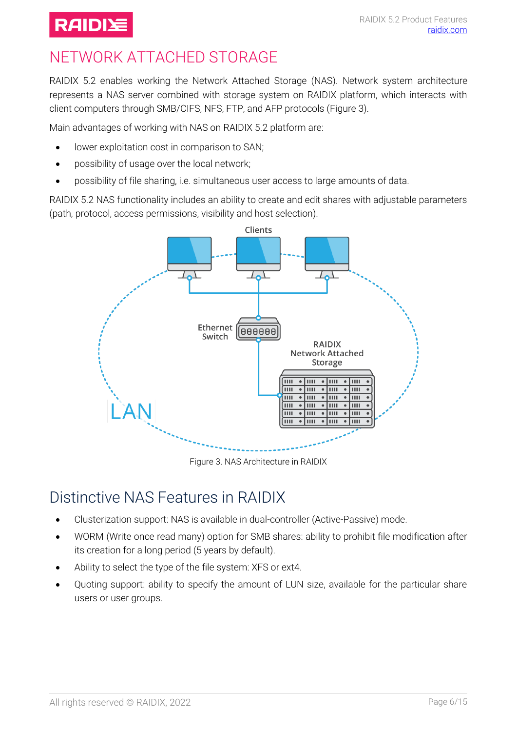# NETWORK ATTACHED STORAGE

RAIDIX 5.2 enables working the Network Attached Storage (NAS). Network system architecture represents a NAS server combined with storage system on RAIDIX platform, which interacts with client computers through SMB/CIFS, NFS, FTP, and AFP protocols (Figure 3).

Main advantages of working with NAS on RAIDIX 5.2 platform are:

- lower exploitation cost in comparison to SAN;
- possibility of usage over the local network;
- possibility of file sharing, i.e. simultaneous user access to large amounts of data.

RAIDIX 5.2 NAS functionality includes an ability to create and edit shares with adjustable parameters (path, protocol, access permissions, visibility and host selection).

Figure 3. NAS Architecture in RAIDIX

## Distinctive NAS Features in RAIDIX

- Clusterization support: NAS is available in dual-controller (Active-Passive) mode.
- WORM (Write once read many) option for SMB shares: ability to prohibit file modification after its creation for a long period (5 years by default).
- Ability to select the type of the file system: XFS or ext4.
- Quoting support: ability to specify the amount of LUN size, available for the particular share users or user groups.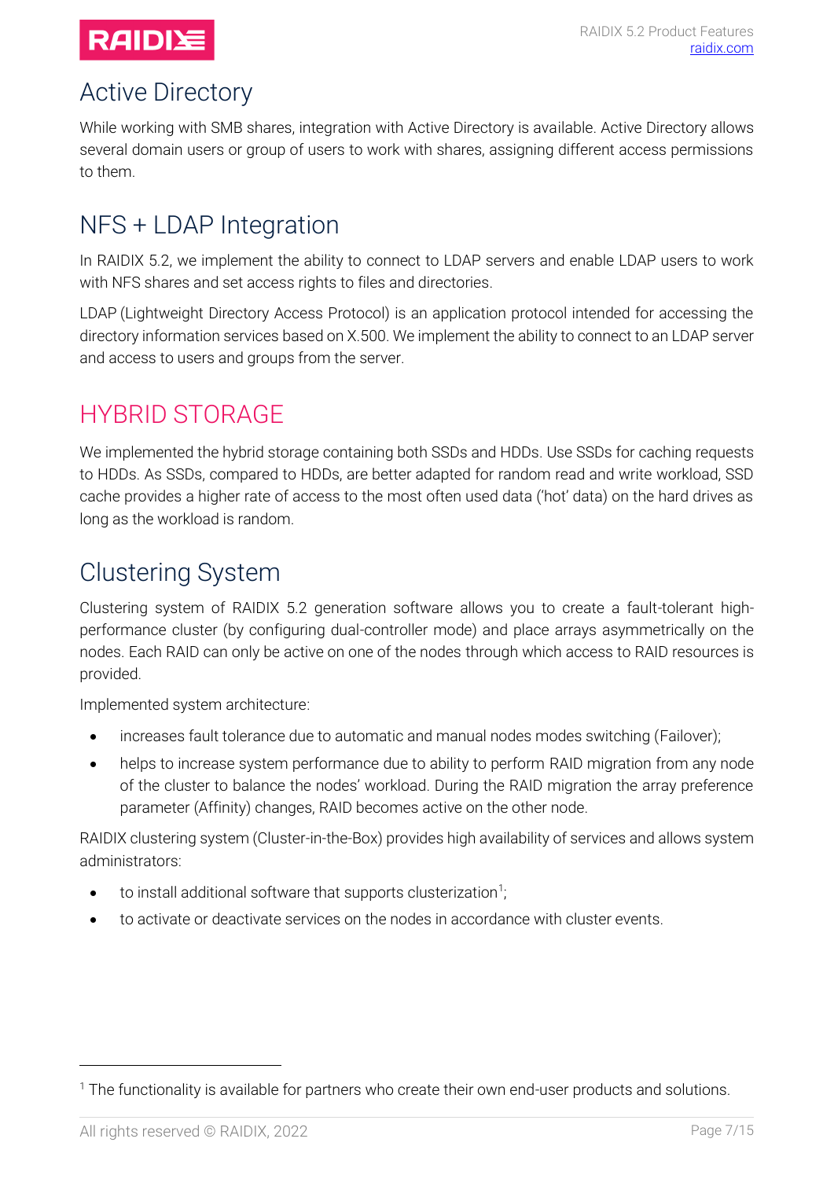## Active Directory

While working with SMB shares, integration with Active Directory is available. Active Directory allows several domain users or group of users to work with shares, assigning different access permissions to them.

## NFS + LDAP Integration

In RAIDIX 5.2, we implement the ability to connect to LDAP servers and enable LDAP users to work with NFS shares and set access rights to files and directories.

LDAP (Lightweight Directory Access Protocol) is an application protocol intended for accessing the directory information services based on X.500. We implement the ability to connect to an LDAP server and access to users and groups from the server.

# HYBRID STORAGE

We implemented the hybrid storage containing both SSDs and HDDs. Use SSDs for caching requests to HDDs. As SSDs, compared to HDDs, are better adapted for random read and write workload, SSD cache provides a higher rate of access to the most often used data ('hot' data) on the hard drives as long as the workload is random.

## Clustering System

Clustering system of RAIDIX 5.2 generation software allows you to create a fault-tolerant high-performance cluster (by configuring dual-controller mode) and place arrays asymmetrically on the nodes. Each RAID can only be active on one of the nodes through which access to RAID resources is provided.

Implemented system architecture:

- increases fault tolerance due to automatic and manual nodes modes switching (Failover);
- helps to increase system performance due to ability to perform RAID migration from any node of the cluster to balance the nodes' workload. During the RAID migration the array preference parameter (Affinity) changes, RAID becomes active on the other node.

RAIDIX clustering system (Cluster-in-the-Box) provides high availability of services and allows system administrators:

- to install additional software that supports clusterization[1];
- to activate or deactivate services on the nodes in accordance with cluster events.

[1] The functionality is available for partners who create their own end-user products and solutions.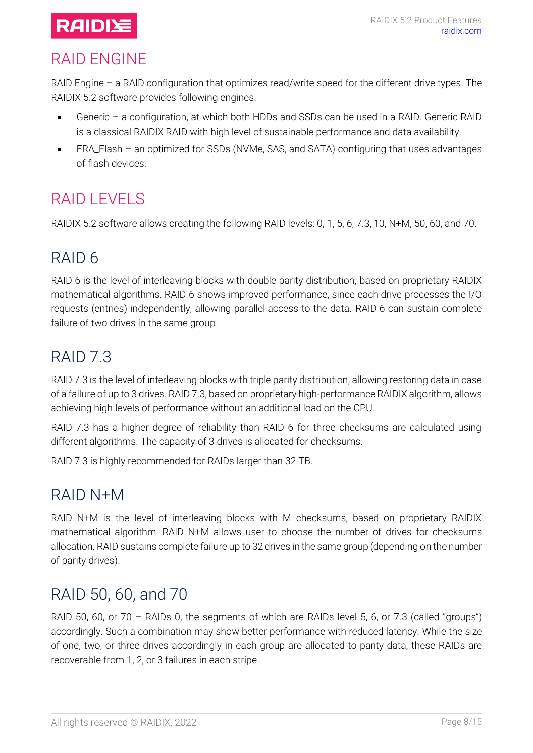# RAID ENGINE

RAID Engine – a RAID configuration that optimizes read/write speed for the different drive types. The RAIDIX 5.2 software provides following engines:

- Generic – a configuration, at which both HDDs and SSDs can be used in a RAID. Generic RAID is a classical RAIDIX RAID with high level of sustainable performance and data availability.
- ERA_Flash – an optimized for SSDs (NVMe, SAS, and SATA) configuring that uses advantages of flash devices.

# RAID LEVELS

RAIDIX 5.2 software allows creating the following RAID levels: 0, 1, 5, 6, 7.3, 10, N+M, 50, 60, and 70.

## RAID 6

RAID 6 is the level of interleaving blocks with double parity distribution, based on proprietary RAIDIX mathematical algorithms. RAID 6 shows improved performance, since each drive processes the I/O requests (entries) independently, allowing parallel access to the data. RAID 6 can sustain complete failure of two drives in the same group.

## RAID 7.3

RAID 7.3 is the level of interleaving blocks with triple parity distribution, allowing restoring data in case of a failure of up to 3 drives. RAID 7.3, based on proprietary high-performance RAIDIX algorithm, allows achieving high levels of performance without an additional load on the CPU.

RAID 7.3 has a higher degree of reliability than RAID 6 for three checksums are calculated using different algorithms. The capacity of 3 drives is allocated for checksums.

RAID 7.3 is highly recommended for RAIDs larger than 32 TB.

## RAID N+M

RAID N+M is the level of interleaving blocks with M checksums, based on proprietary RAIDIX mathematical algorithm. RAID N+M allows user to choose the number of drives for checksums allocation. RAID sustains complete failure up to 32 drives in the same group (depending on the number of parity drives).

## RAID 50, 60, and 70

RAID 50, 60, or 70 – RAIDs 0, the segments of which are RAIDs level 5, 6, or 7.3 (called "groups") accordingly. Such a combination may show better performance with reduced latency. While the size of one, two, or three drives accordingly in each group are allocated to parity data, these RAIDs are recoverable from 1, 2, or 3 failures in each stripe.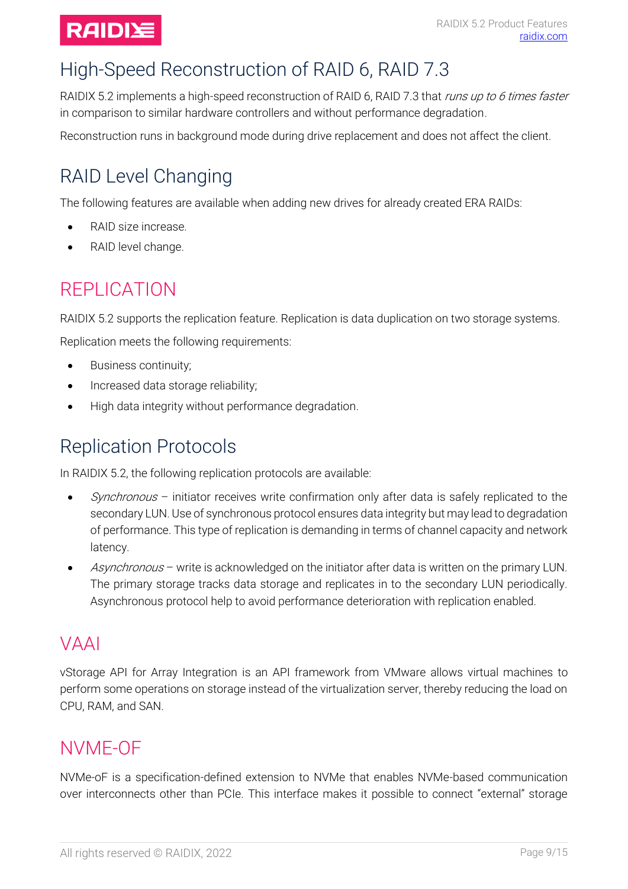## High-Speed Reconstruction of RAID 6, RAID 7.3

RAIDIX 5.2 implements a high-speed reconstruction of RAID 6, RAID 7.3 that *runs up to 6 times faster* in comparison to similar hardware controllers and without performance degradation.

Reconstruction runs in background mode during drive replacement and does not affect the client.

## RAID Level Changing

The following features are available when adding new drives for already created ERA RAIDs:

- RAID size increase.
- RAID level change.

# REPLICATION

RAIDIX 5.2 supports the replication feature. Replication is data duplication on two storage systems.

Replication meets the following requirements:

- Business continuity;
- Increased data storage reliability;
- High data integrity without performance degradation.

## Replication Protocols

In RAIDIX 5.2, the following replication protocols are available:

- *Synchronous* – initiator receives write confirmation only after data is safely replicated to the secondary LUN. Use of synchronous protocol ensures data integrity but may lead to degradation of performance. This type of replication is demanding in terms of channel capacity and network latency.
- *Asynchronous* – write is acknowledged on the initiator after data is written on the primary LUN. The primary storage tracks data storage and replicates in to the secondary LUN periodically. Asynchronous protocol help to avoid performance deterioration with replication enabled.

# VAAI

vStorage API for Array Integration is an API framework from VMware allows virtual machines to perform some operations on storage instead of the virtualization server, thereby reducing the load on CPU, RAM, and SAN.

# NVME-OF

NVMe-oF is a specification-defined extension to NVMe that enables NVMe-based communication over interconnects other than PCIe. This interface makes it possible to connect "external" storage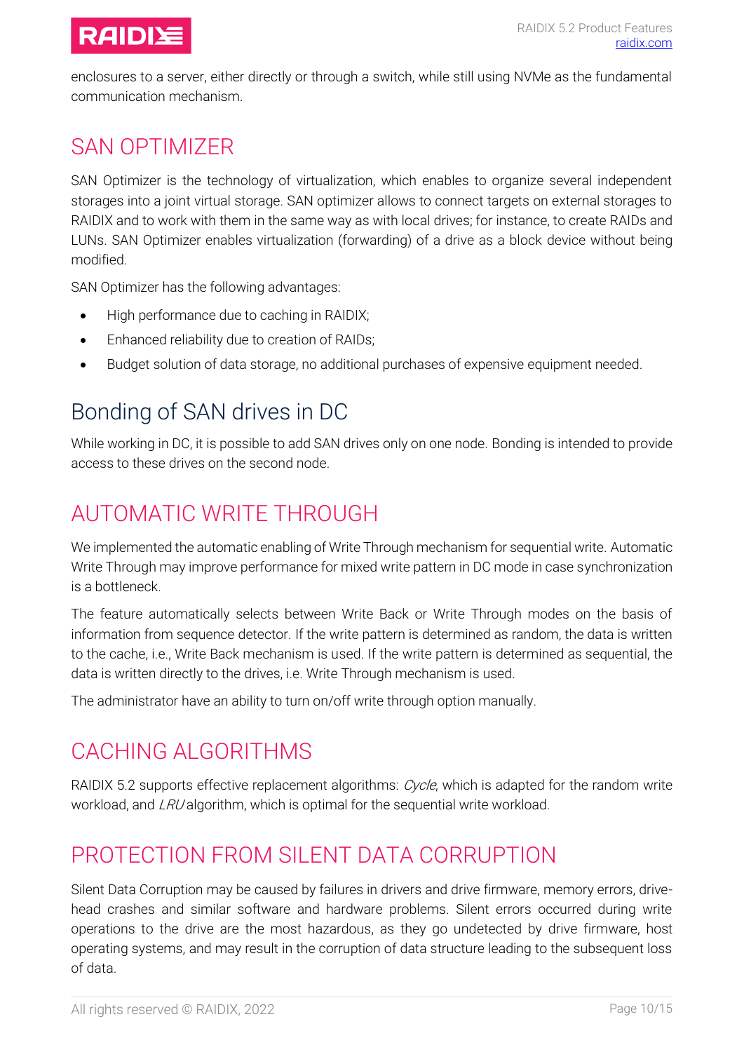enclosures to a server, either directly or through a switch, while still using NVMe as the fundamental communication mechanism.

## SAN OPTIMIZER

SAN Optimizer is the technology of virtualization, which enables to organize several independent storages into a joint virtual storage. SAN optimizer allows to connect targets on external storages to RAIDIX and to work with them in the same way as with local drives; for instance, to create RAIDs and LUNs. SAN Optimizer enables virtualization (forwarding) of a drive as a block device without being modified.

SAN Optimizer has the following advantages:

- High performance due to caching in RAIDIX;
- Enhanced reliability due to creation of RAIDs;
- Budget solution of data storage, no additional purchases of expensive equipment needed.

### Bonding of SAN drives in DC

While working in DC, it is possible to add SAN drives only on one node. Bonding is intended to provide access to these drives on the second node.

## AUTOMATIC WRITE THROUGH

We implemented the automatic enabling of Write Through mechanism for sequential write. Automatic Write Through may improve performance for mixed write pattern in DC mode in case synchronization is a bottleneck.

The feature automatically selects between Write Back or Write Through modes on the basis of information from sequence detector. If the write pattern is determined as random, the data is written to the cache, i.e., Write Back mechanism is used. If the write pattern is determined as sequential, the data is written directly to the drives, i.e. Write Through mechanism is used.

The administrator have an ability to turn on/off write through option manually.

## CACHING ALGORITHMS

RAIDIX 5.2 supports effective replacement algorithms: *Cycle*, which is adapted for the random write workload, and *LRU* algorithm, which is optimal for the sequential write workload.

## PROTECTION FROM SILENT DATA CORRUPTION

Silent Data Corruption may be caused by failures in drivers and drive firmware, memory errors, drive-head crashes and similar software and hardware problems. Silent errors occurred during write operations to the drive are the most hazardous, as they go undetected by drive firmware, host operating systems, and may result in the corruption of data structure leading to the subsequent loss of data.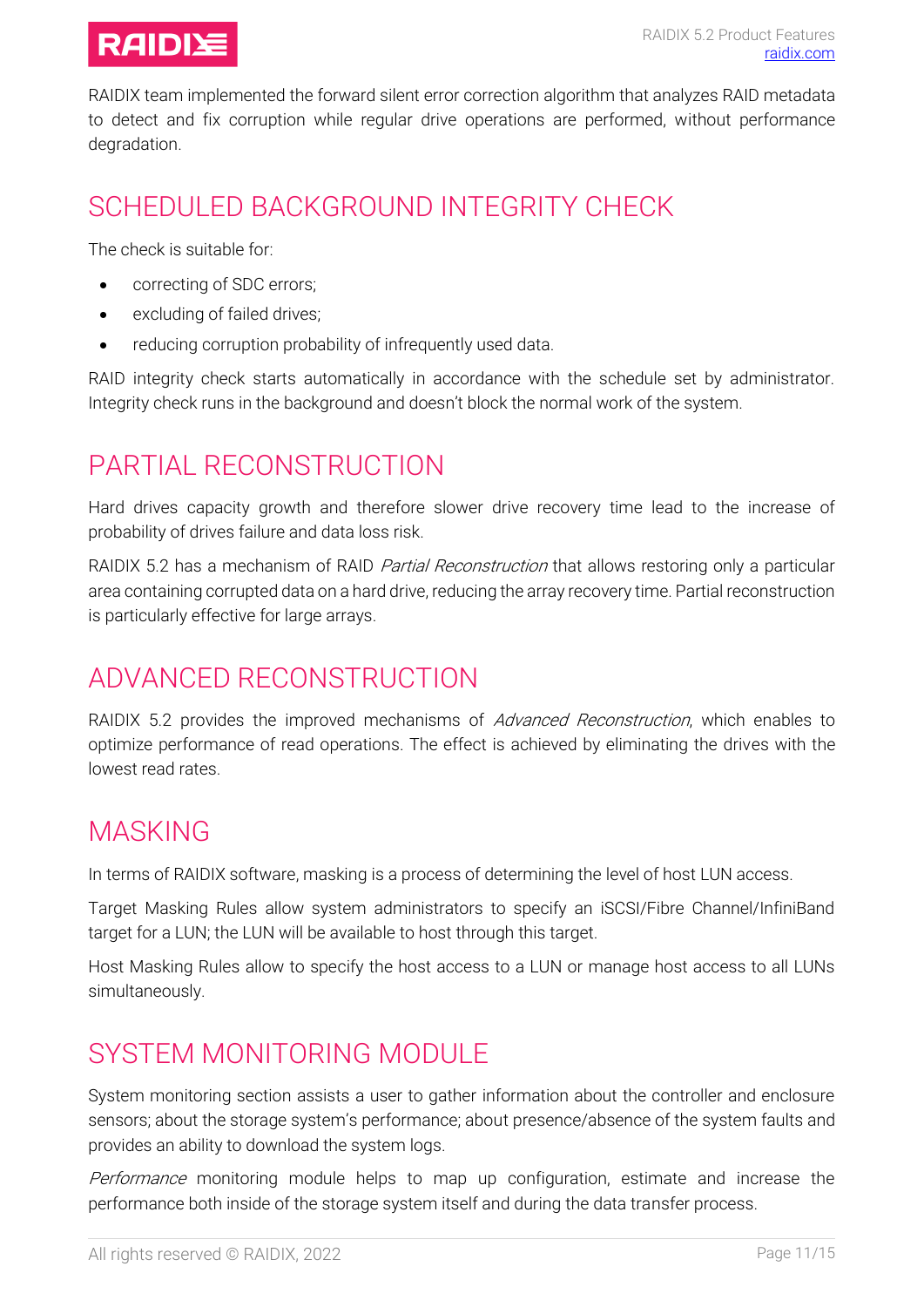RAIDIX team implemented the forward silent error correction algorithm that analyzes RAID metadata to detect and fix corruption while regular drive operations are performed, without performance degradation.

## SCHEDULED BACKGROUND INTEGRITY CHECK

The check is suitable for:

- correcting of SDC errors;
- excluding of failed drives;
- reducing corruption probability of infrequently used data.

RAID integrity check starts automatically in accordance with the schedule set by administrator. Integrity check runs in the background and doesn't block the normal work of the system.

## PARTIAL RECONSTRUCTION

Hard drives capacity growth and therefore slower drive recovery time lead to the increase of probability of drives failure and data loss risk.

RAIDIX 5.2 has a mechanism of RAID *Partial Reconstruction* that allows restoring only a particular area containing corrupted data on a hard drive, reducing the array recovery time. Partial reconstruction is particularly effective for large arrays.

## ADVANCED RECONSTRUCTION

RAIDIX 5.2 provides the improved mechanisms of *Advanced Reconstruction*, which enables to optimize performance of read operations. The effect is achieved by eliminating the drives with the lowest read rates.

## MASKING

In terms of RAIDIX software, masking is a process of determining the level of host LUN access.

Target Masking Rules allow system administrators to specify an iSCSI/Fibre Channel/InfiniBand target for a LUN; the LUN will be available to host through this target.

Host Masking Rules allow to specify the host access to a LUN or manage host access to all LUNs simultaneously.

## SYSTEM MONITORING MODULE

System monitoring section assists a user to gather information about the controller and enclosure sensors; about the storage system's performance; about presence/absence of the system faults and provides an ability to download the system logs.

*Performance* monitoring module helps to map up configuration, estimate and increase the performance both inside of the storage system itself and during the data transfer process.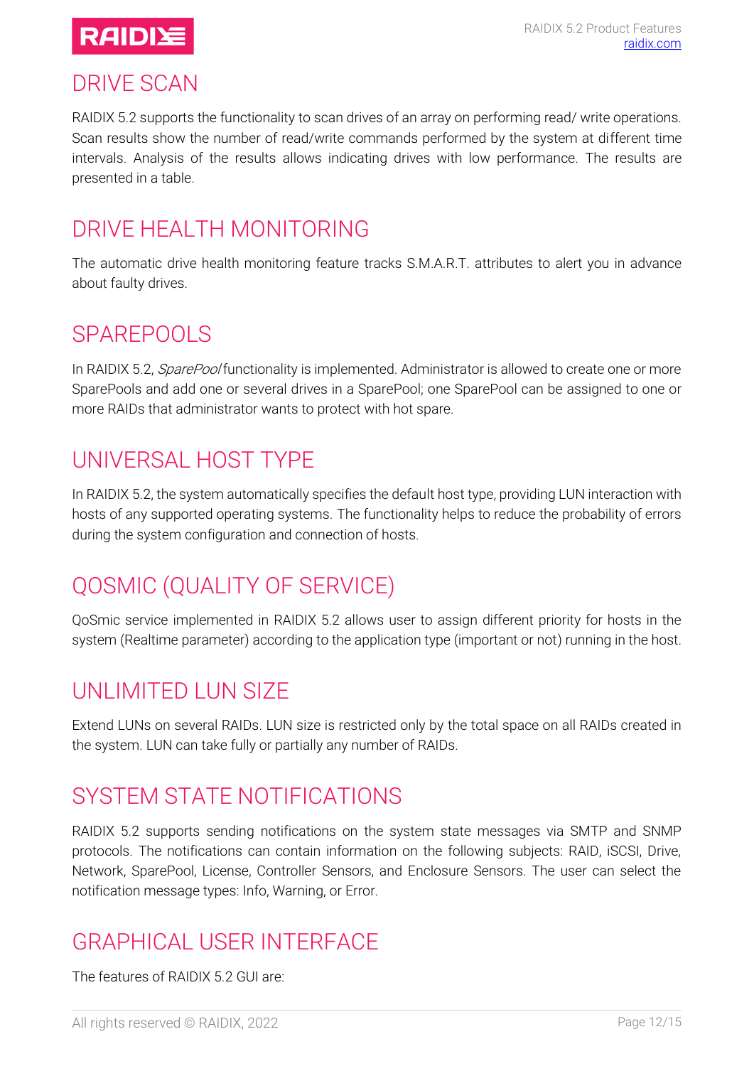## DRIVE SCAN

RAIDIX 5.2 supports the functionality to scan drives of an array on performing read/ write operations. Scan results show the number of read/write commands performed by the system at different time intervals. Analysis of the results allows indicating drives with low performance. The results are presented in a table.

## DRIVE HEALTH MONITORING

The automatic drive health monitoring feature tracks S.M.A.R.T. attributes to alert you in advance about faulty drives.

## SPAREPOOLS

In RAIDIX 5.2, *SparePool* functionality is implemented. Administrator is allowed to create one or more SparePools and add one or several drives in a SparePool; one SparePool can be assigned to one or more RAIDs that administrator wants to protect with hot spare.

## UNIVERSAL HOST TYPE

In RAIDIX 5.2, the system automatically specifies the default host type, providing LUN interaction with hosts of any supported operating systems. The functionality helps to reduce the probability of errors during the system configuration and connection of hosts.

## QOSMIC (QUALITY OF SERVICE)

QoSmic service implemented in RAIDIX 5.2 allows user to assign different priority for hosts in the system (Realtime parameter) according to the application type (important or not) running in the host.

## UNLIMITED LUN SIZE

Extend LUNs on several RAIDs. LUN size is restricted only by the total space on all RAIDs created in the system. LUN can take fully or partially any number of RAIDs.

## SYSTEM STATE NOTIFICATIONS

RAIDIX 5.2 supports sending notifications on the system state messages via SMTP and SNMP protocols. The notifications can contain information on the following subjects: RAID, iSCSI, Drive, Network, SparePool, License, Controller Sensors, and Enclosure Sensors. The user can select the notification message types: Info, Warning, or Error.

## GRAPHICAL USER INTERFACE

The features of RAIDIX 5.2 GUI are: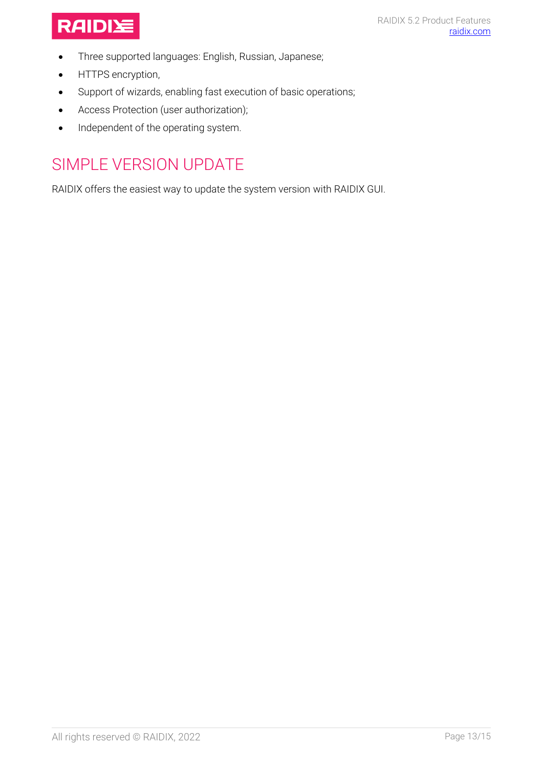- Three supported languages: English, Russian, Japanese;
- HTTPS encryption,
- Support of wizards, enabling fast execution of basic operations;
- Access Protection (user authorization);
- Independent of the operating system.

## SIMPLE VERSION UPDATE

RAIDIX offers the easiest way to update the system version with RAIDIX GUI.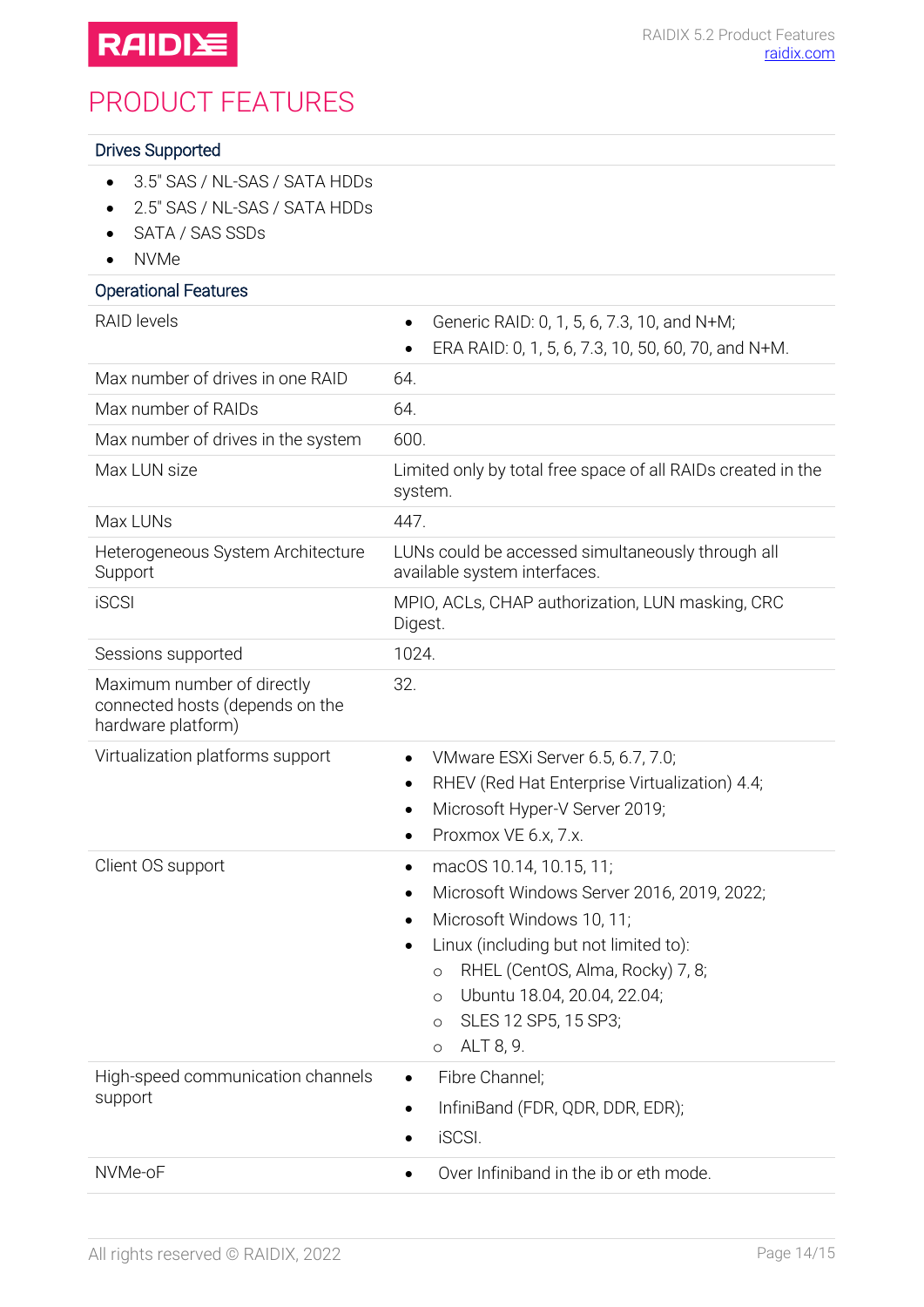# PRODUCT FEATURES

## Drives Supported

- 3.5" SAS / NL-SAS / SATA HDDs
- 2.5" SAS / NL-SAS / SATA HDDs
- SATA / SAS SSDs
- NVMe

## Operational Features

| | |
|---|---|
| RAID levels | • Generic RAID: 0, 1, 5, 6, 7.3, 10, and N+M;<br>• ERA RAID: 0, 1, 5, 6, 7.3, 10, 50, 60, 70, and N+M. |
| Max number of drives in one RAID | 64. |
| Max number of RAIDs | 64. |
| Max number of drives in the system | 600. |
| Max LUN size | Limited only by total free space of all RAIDs created in the system. |
| Max LUNs | 447. |
| Heterogeneous System Architecture Support | LUNs could be accessed simultaneously through all available system interfaces. |
| iSCSI | MPIO, ACLs, CHAP authorization, LUN masking, CRC Digest. |
| Sessions supported | 1024. |
| Maximum number of directly connected hosts (depends on the hardware platform) | 32. |
| Virtualization platforms support | • VMware ESXi Server 6.5, 6.7, 7.0;<br>• RHEV (Red Hat Enterprise Virtualization) 4.4;<br>• Microsoft Hyper-V Server 2019;<br>• Proxmox VE 6.x, 7.x. |
| Client OS support | • macOS 10.14, 10.15, 11;<br>• Microsoft Windows Server 2016, 2019, 2022;<br>• Microsoft Windows 10, 11;<br>• Linux (including but not limited to):<br>  ○ RHEL (CentOS, Alma, Rocky) 7, 8;<br>  ○ Ubuntu 18.04, 20.04, 22.04;<br>  ○ SLES 12 SP5, 15 SP3;<br>  ○ ALT 8, 9. |
| High-speed communication channels support | • Fibre Channel;<br>• InfiniBand (FDR, QDR, DDR, EDR);<br>• iSCSI. |
| NVMe-oF | • Over Infiniband in the ib or eth mode. |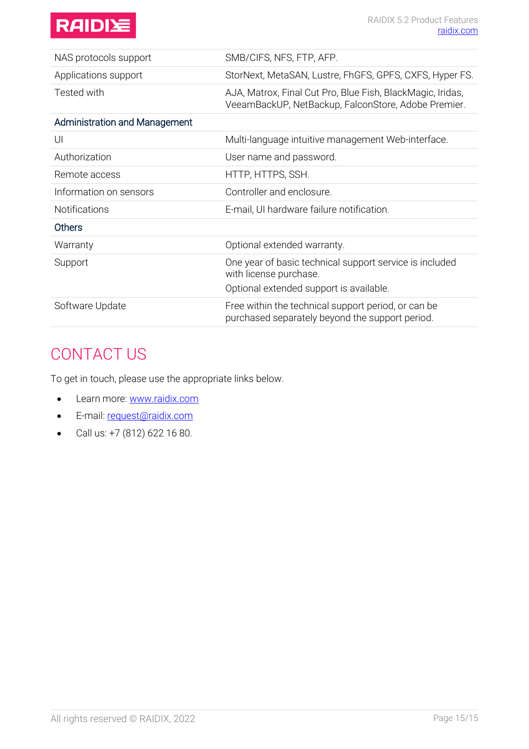| | |
|---|---|
| NAS protocols support | SMB/CIFS, NFS, FTP, AFP. |
| Applications support | StorNext, MetaSAN, Lustre, FhGFS, GPFS, CXFS, Hyper FS. |
| Tested with | AJA, Matrox, Final Cut Pro, Blue Fish, BlackMagic, Iridas, VeeamBackUP, NetBackup, FalconStore, Adobe Premier. |
| **Administration and Management** | |
| UI | Multi-language intuitive management Web-interface. |
| Authorization | User name and password. |
| Remote access | HTTP, HTTPS, SSH. |
| Information on sensors | Controller and enclosure. |
| Notifications | E-mail, UI hardware failure notification. |
| **Others** | |
| Warranty | Optional extended warranty. |
| Support | One year of basic technical support service is included with license purchase. Optional extended support is available. |
| Software Update | Free within the technical support period, or can be purchased separately beyond the support period. |

# CONTACT US

To get in touch, please use the appropriate links below.

- Learn more: www.raidix.com
- E-mail: request@raidix.com
- Call us: +7 (812) 622 16 80.

All rights reserved © RAIDIX, 2022